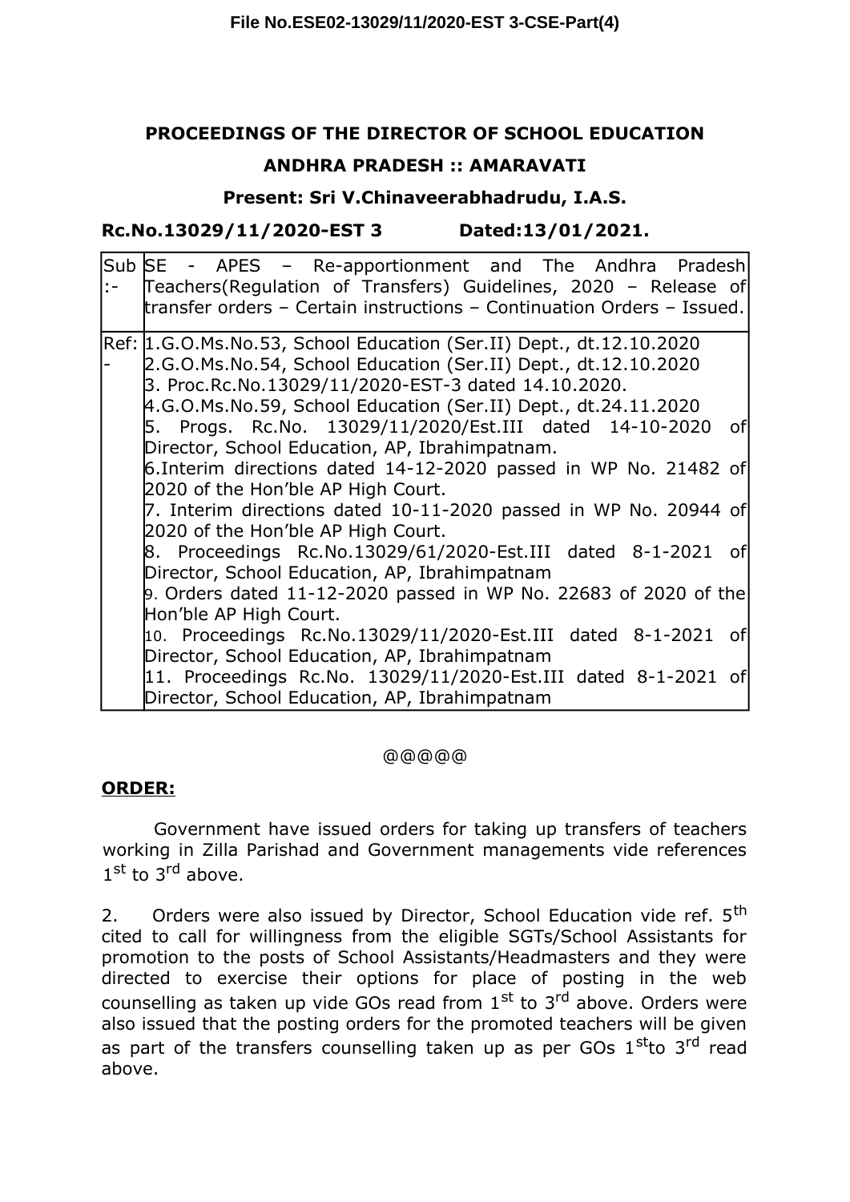File No.ESE02-13029/11/2020-EST 3-CSE-Part(4)

**PROCEEDINGS OF THE DIRECTOR OF SCHOOL EDUCATION**

**ANDHRA PRADESH :: AMARAVATI**

**Present: Sri V.Chinaveerabhadrudu, I.A.S.**

**Rc.No.13029/11/2020-EST 3 Dated:13/01/2021.**

| | |
|---|---|
| Sub :- | SE - APES – Re-apportionment and The Andhra Pradesh Teachers(Regulation of Transfers) Guidelines, 2020 – Release of transfer orders – Certain instructions – Continuation Orders – Issued. |
| Ref: - | 1.G.O.Ms.No.53, School Education (Ser.II) Dept., dt.12.10.2020<br>2.G.O.Ms.No.54, School Education (Ser.II) Dept., dt.12.10.2020<br>3. Proc.Rc.No.13029/11/2020-EST-3 dated 14.10.2020.<br>4.G.O.Ms.No.59, School Education (Ser.II) Dept., dt.24.11.2020<br>5. Progs. Rc.No. 13029/11/2020/Est.III dated 14-10-2020 of Director, School Education, AP, Ibrahimpatnam.<br>6.Interim directions dated 14-12-2020 passed in WP No. 21482 of 2020 of the Hon'ble AP High Court.<br>7. Interim directions dated 10-11-2020 passed in WP No. 20944 of 2020 of the Hon'ble AP High Court.<br>8. Proceedings Rc.No.13029/61/2020-Est.III dated 8-1-2021 of Director, School Education, AP, Ibrahimpatnam<br>9. Orders dated 11-12-2020 passed in WP No. 22683 of 2020 of the Hon'ble AP High Court.<br>10. Proceedings Rc.No.13029/11/2020-Est.III dated 8-1-2021 of Director, School Education, AP, Ibrahimpatnam<br>11. Proceedings Rc.No. 13029/11/2020-Est.III dated 8-1-2021 of Director, School Education, AP, Ibrahimpatnam |

@@@@@

## ORDER:

Government have issued orders for taking up transfers of teachers working in Zilla Parishad and Government managements vide references 1st to 3rd above.

2. Orders were also issued by Director, School Education vide ref. 5th cited to call for willingness from the eligible SGTs/School Assistants for promotion to the posts of School Assistants/Headmasters and they were directed to exercise their options for place of posting in the web counselling as taken up vide GOs read from 1st to 3rd above. Orders were also issued that the posting orders for the promoted teachers will be given as part of the transfers counselling taken up as per GOs 1st to 3rd read above.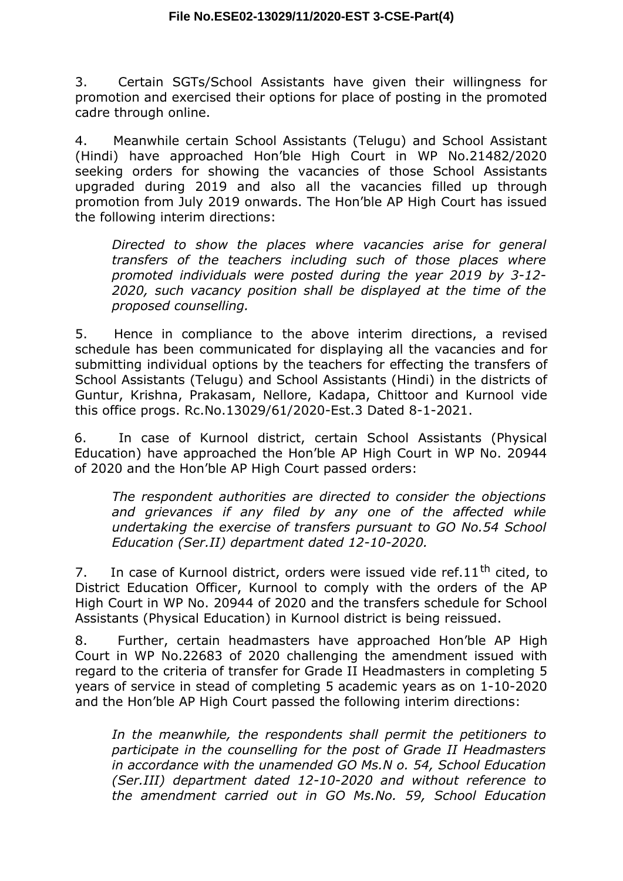3. Certain SGTs/School Assistants have given their willingness for promotion and exercised their options for place of posting in the promoted cadre through online.

4. Meanwhile certain School Assistants (Telugu) and School Assistant (Hindi) have approached Hon'ble High Court in WP No.21482/2020 seeking orders for showing the vacancies of those School Assistants upgraded during 2019 and also all the vacancies filled up through promotion from July 2019 onwards. The Hon'ble AP High Court has issued the following interim directions:

> *Directed to show the places where vacancies arise for general transfers of the teachers including such of those places where promoted individuals were posted during the year 2019 by 3-12-2020, such vacancy position shall be displayed at the time of the proposed counselling.*

5. Hence in compliance to the above interim directions, a revised schedule has been communicated for displaying all the vacancies and for submitting individual options by the teachers for effecting the transfers of School Assistants (Telugu) and School Assistants (Hindi) in the districts of Guntur, Krishna, Prakasam, Nellore, Kadapa, Chittoor and Kurnool vide this office progs. Rc.No.13029/61/2020-Est.3 Dated 8-1-2021.

6. In case of Kurnool district, certain School Assistants (Physical Education) have approached the Hon'ble AP High Court in WP No. 20944 of 2020 and the Hon'ble AP High Court passed orders:

> *The respondent authorities are directed to consider the objections and grievances if any filed by any one of the affected while undertaking the exercise of transfers pursuant to GO No.54 School Education (Ser.II) department dated 12-10-2020.*

7. In case of Kurnool district, orders were issued vide ref.11th cited, to District Education Officer, Kurnool to comply with the orders of the AP High Court in WP No. 20944 of 2020 and the transfers schedule for School Assistants (Physical Education) in Kurnool district is being reissued.

8. Further, certain headmasters have approached Hon'ble AP High Court in WP No.22683 of 2020 challenging the amendment issued with regard to the criteria of transfer for Grade II Headmasters in completing 5 years of service in stead of completing 5 academic years as on 1-10-2020 and the Hon'ble AP High Court passed the following interim directions:

> *In the meanwhile, the respondents shall permit the petitioners to participate in the counselling for the post of Grade II Headmasters in accordance with the unamended GO Ms.N o. 54, School Education (Ser.III) department dated 12-10-2020 and without reference to the amendment carried out in GO Ms.No. 59, School Education*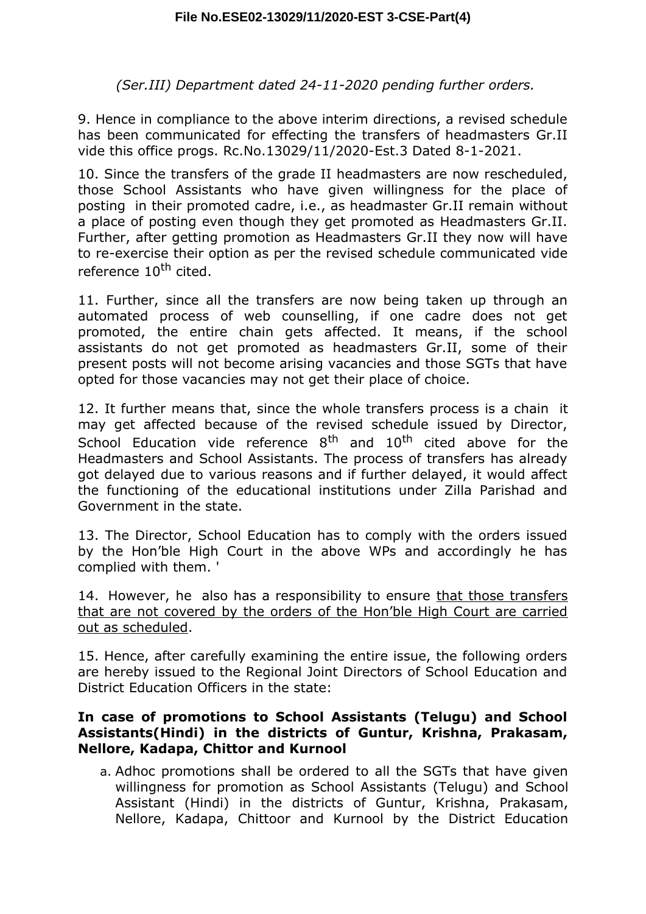*(Ser.III) Department dated 24-11-2020 pending further orders.*

9. Hence in compliance to the above interim directions, a revised schedule has been communicated for effecting the transfers of headmasters Gr.II vide this office progs. Rc.No.13029/11/2020-Est.3 Dated 8-1-2021.

10. Since the transfers of the grade II headmasters are now rescheduled, those School Assistants who have given willingness for the place of posting in their promoted cadre, i.e., as headmaster Gr.II remain without a place of posting even though they get promoted as Headmasters Gr.II. Further, after getting promotion as Headmasters Gr.II they now will have to re-exercise their option as per the revised schedule communicated vide reference 10th cited.

11. Further, since all the transfers are now being taken up through an automated process of web counselling, if one cadre does not get promoted, the entire chain gets affected. It means, if the school assistants do not get promoted as headmasters Gr.II, some of their present posts will not become arising vacancies and those SGTs that have opted for those vacancies may not get their place of choice.

12. It further means that, since the whole transfers process is a chain it may get affected because of the revised schedule issued by Director, School Education vide reference 8th and 10th cited above for the Headmasters and School Assistants. The process of transfers has already got delayed due to various reasons and if further delayed, it would affect the functioning of the educational institutions under Zilla Parishad and Government in the state.

13. The Director, School Education has to comply with the orders issued by the Hon'ble High Court in the above WPs and accordingly he has complied with them. '

14. However, he also has a responsibility to ensure that those transfers that are not covered by the orders of the Hon'ble High Court are carried out as scheduled.

15. Hence, after carefully examining the entire issue, the following orders are hereby issued to the Regional Joint Directors of School Education and District Education Officers in the state:

**In case of promotions to School Assistants (Telugu) and School Assistants(Hindi) in the districts of Guntur, Krishna, Prakasam, Nellore, Kadapa, Chittor and Kurnool**

a. Adhoc promotions shall be ordered to all the SGTs that have given willingness for promotion as School Assistants (Telugu) and School Assistant (Hindi) in the districts of Guntur, Krishna, Prakasam, Nellore, Kadapa, Chittoor and Kurnool by the District Education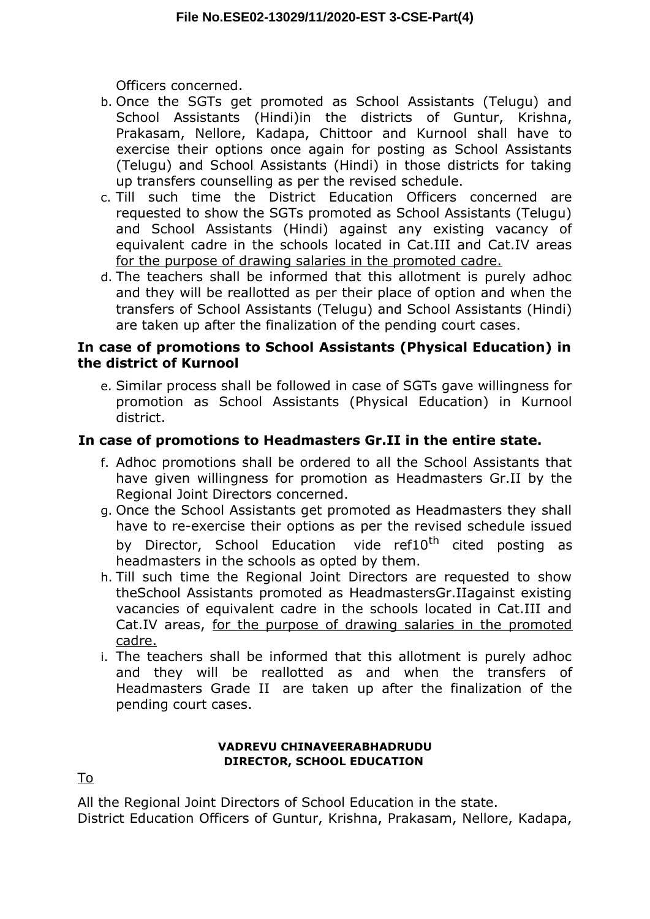Officers concerned.

b. Once the SGTs get promoted as School Assistants (Telugu) and School Assistants (Hindi)in the districts of Guntur, Krishna, Prakasam, Nellore, Kadapa, Chittoor and Kurnool shall have to exercise their options once again for posting as School Assistants (Telugu) and School Assistants (Hindi) in those districts for taking up transfers counselling as per the revised schedule.
c. Till such time the District Education Officers concerned are requested to show the SGTs promoted as School Assistants (Telugu) and School Assistants (Hindi) against any existing vacancy of equivalent cadre in the schools located in Cat.III and Cat.IV areas <u>for the purpose of drawing salaries in the promoted cadre.</u>
d. The teachers shall be informed that this allotment is purely adhoc and they will be reallotted as per their place of option and when the transfers of School Assistants (Telugu) and School Assistants (Hindi) are taken up after the finalization of the pending court cases.

**In case of promotions to School Assistants (Physical Education) in the district of Kurnool**

e. Similar process shall be followed in case of SGTs gave willingness for promotion as School Assistants (Physical Education) in Kurnool district.

**In case of promotions to Headmasters Gr.II in the entire state.**

f. Adhoc promotions shall be ordered to all the School Assistants that have given willingness for promotion as Headmasters Gr.II by the Regional Joint Directors concerned.
g. Once the School Assistants get promoted as Headmasters they shall have to re-exercise their options as per the revised schedule issued by Director, School Education vide ref10th cited posting as headmasters in the schools as opted by them.
h. Till such time the Regional Joint Directors are requested to show theSchool Assistants promoted as HeadmastersGr.IIagainst existing vacancies of equivalent cadre in the schools located in Cat.III and Cat.IV areas, <u>for the purpose of drawing salaries in the promoted cadre.</u>
i. The teachers shall be informed that this allotment is purely adhoc and they will be reallotted as and when the transfers of Headmasters Grade II are taken up after the finalization of the pending court cases.

**VADREVU CHINAVEERABHADRUDU**
**DIRECTOR, SCHOOL EDUCATION**

<u>To</u>

All the Regional Joint Directors of School Education in the state.
District Education Officers of Guntur, Krishna, Prakasam, Nellore, Kadapa,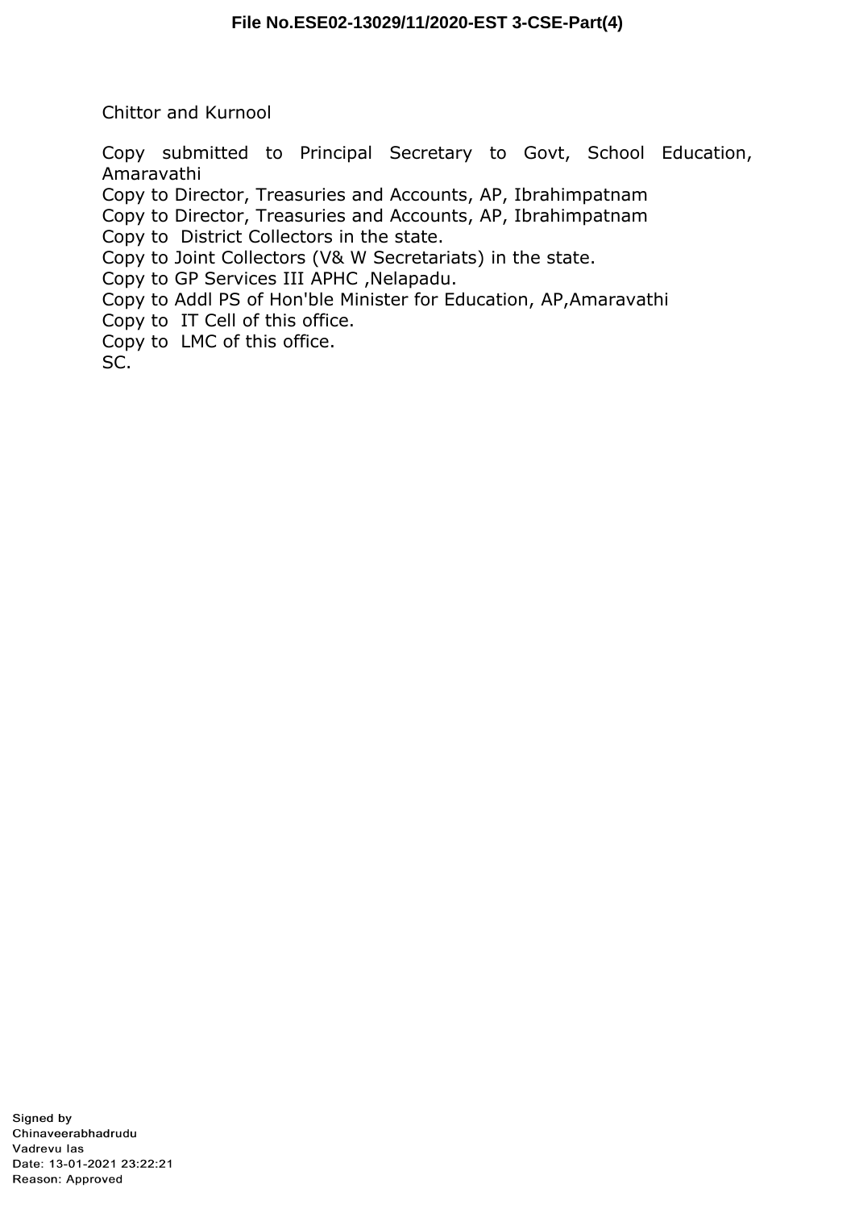Chittor and Kurnool

Copy submitted to Principal Secretary to Govt, School Education, Amaravathi
Copy to Director, Treasuries and Accounts, AP, Ibrahimpatnam
Copy to Director, Treasuries and Accounts, AP, Ibrahimpatnam
Copy to District Collectors in the state.
Copy to Joint Collectors (V& W Secretariats) in the state.
Copy to GP Services III APHC ,Nelapadu.
Copy to Addl PS of Hon'ble Minister for Education, AP,Amaravathi
Copy to IT Cell of this office.
Copy to LMC of this office.
SC.

Signed by
Chinaveerabhadrudu
Vadrevu Ias
Date: 13-01-2021 23:22:21
Reason: Approved